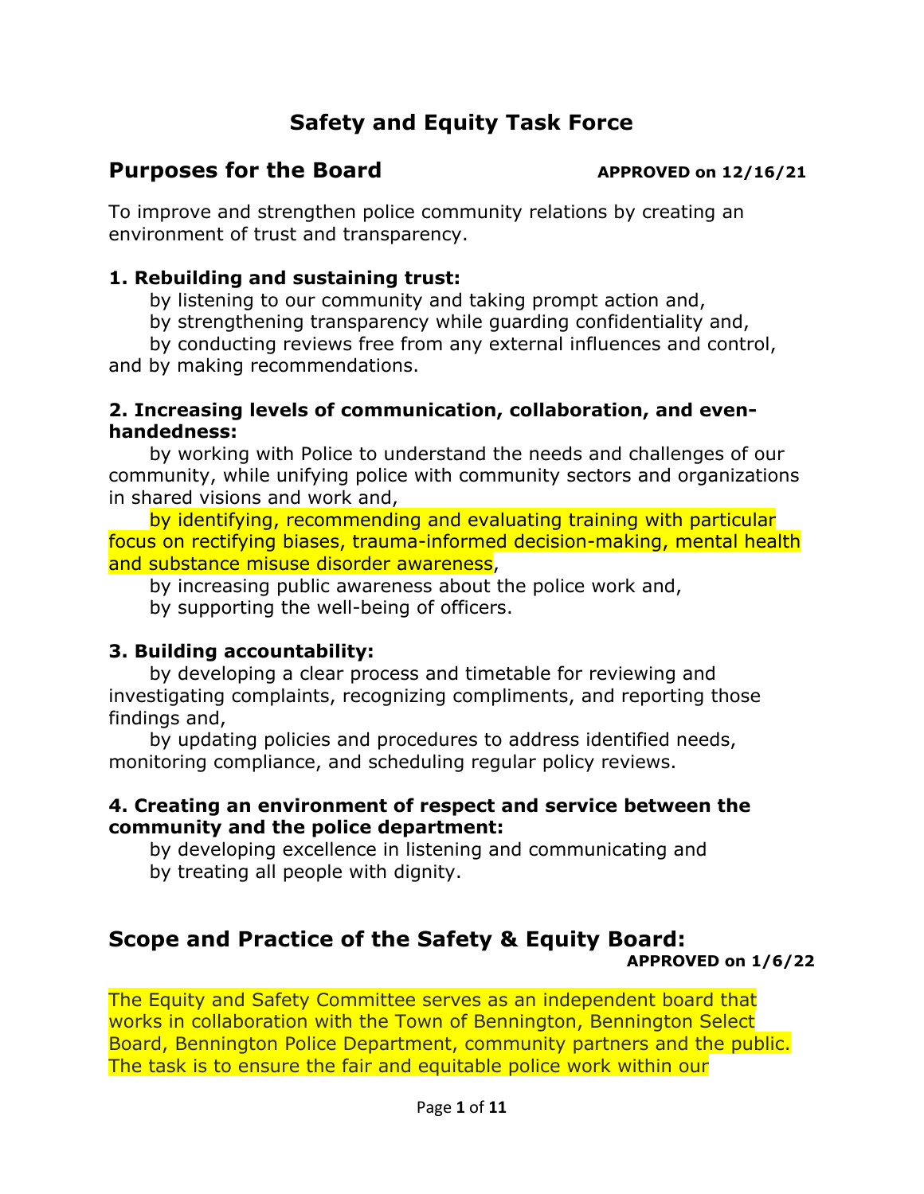# Safety and Equity Task Force

## Purposes for the Board

**APPROVED on 12/16/21**

To improve and strengthen police community relations by creating an environment of trust and transparency.

**1. Rebuilding and sustaining trust:**

by listening to our community and taking prompt action and,

by strengthening transparency while guarding confidentiality and,

by conducting reviews free from any external influences and control, and by making recommendations.

**2. Increasing levels of communication, collaboration, and even-handedness:**

by working with Police to understand the needs and challenges of our community, while unifying police with community sectors and organizations in shared visions and work and,

by identifying, recommending and evaluating training with particular focus on rectifying biases, trauma-informed decision-making, mental health and substance misuse disorder awareness,

by increasing public awareness about the police work and,

by supporting the well-being of officers.

**3. Building accountability:**

by developing a clear process and timetable for reviewing and investigating complaints, recognizing compliments, and reporting those findings and,

by updating policies and procedures to address identified needs, monitoring compliance, and scheduling regular policy reviews.

**4. Creating an environment of respect and service between the community and the police department:**

by developing excellence in listening and communicating and

by treating all people with dignity.

## Scope and Practice of the Safety & Equity Board:

**APPROVED on 1/6/22**

The Equity and Safety Committee serves as an independent board that works in collaboration with the Town of Bennington, Bennington Select Board, Bennington Police Department, community partners and the public. The task is to ensure the fair and equitable police work within our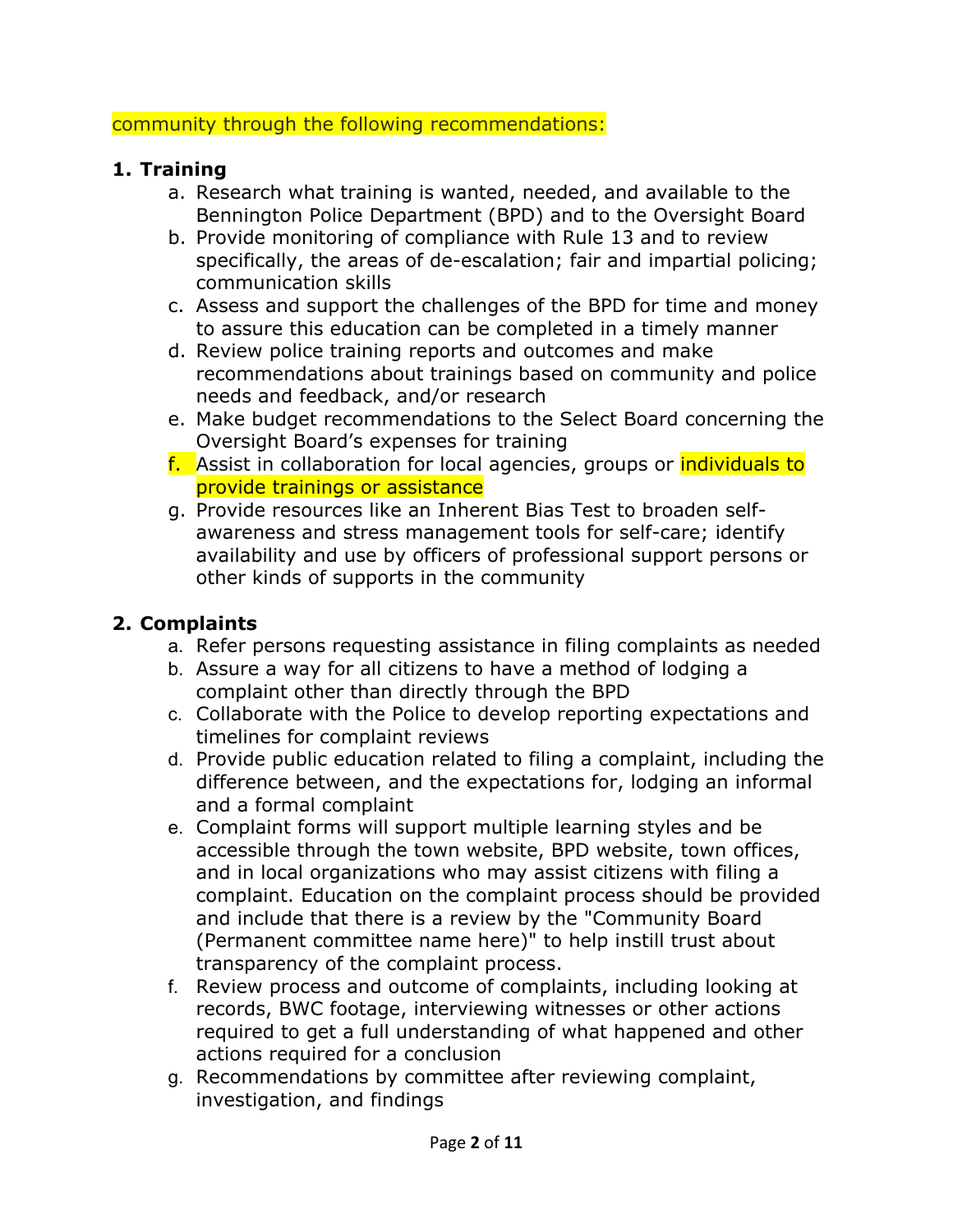community through the following recommendations:

**1. Training**

a. Research what training is wanted, needed, and available to the Bennington Police Department (BPD) and to the Oversight Board
b. Provide monitoring of compliance with Rule 13 and to review specifically, the areas of de-escalation; fair and impartial policing; communication skills
c. Assess and support the challenges of the BPD for time and money to assure this education can be completed in a timely manner
d. Review police training reports and outcomes and make recommendations about trainings based on community and police needs and feedback, and/or research
e. Make budget recommendations to the Select Board concerning the Oversight Board's expenses for training
f. Assist in collaboration for local agencies, groups or individuals to provide trainings or assistance
g. Provide resources like an Inherent Bias Test to broaden self-awareness and stress management tools for self-care; identify availability and use by officers of professional support persons or other kinds of supports in the community

**2. Complaints**

a. Refer persons requesting assistance in filing complaints as needed
b. Assure a way for all citizens to have a method of lodging a complaint other than directly through the BPD
c. Collaborate with the Police to develop reporting expectations and timelines for complaint reviews
d. Provide public education related to filing a complaint, including the difference between, and the expectations for, lodging an informal and a formal complaint
e. Complaint forms will support multiple learning styles and be accessible through the town website, BPD website, town offices, and in local organizations who may assist citizens with filing a complaint. Education on the complaint process should be provided and include that there is a review by the "Community Board (Permanent committee name here)" to help instill trust about transparency of the complaint process.
f. Review process and outcome of complaints, including looking at records, BWC footage, interviewing witnesses or other actions required to get a full understanding of what happened and other actions required for a conclusion
g. Recommendations by committee after reviewing complaint, investigation, and findings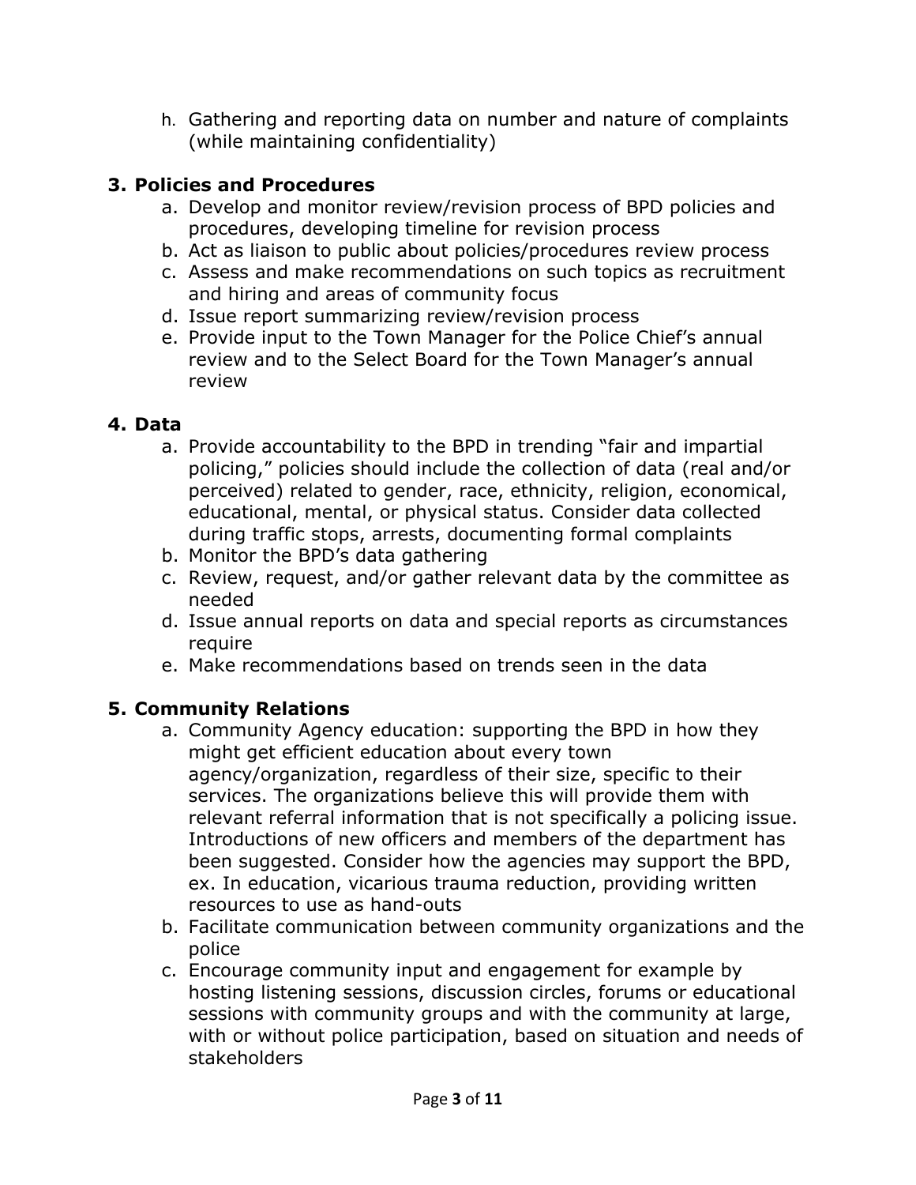h. Gathering and reporting data on number and nature of complaints (while maintaining confidentiality)

## 3. Policies and Procedures

a. Develop and monitor review/revision process of BPD policies and procedures, developing timeline for revision process
b. Act as liaison to public about policies/procedures review process
c. Assess and make recommendations on such topics as recruitment and hiring and areas of community focus
d. Issue report summarizing review/revision process
e. Provide input to the Town Manager for the Police Chief's annual review and to the Select Board for the Town Manager's annual review

## 4. Data

a. Provide accountability to the BPD in trending "fair and impartial policing," policies should include the collection of data (real and/or perceived) related to gender, race, ethnicity, religion, economical, educational, mental, or physical status. Consider data collected during traffic stops, arrests, documenting formal complaints
b. Monitor the BPD's data gathering
c. Review, request, and/or gather relevant data by the committee as needed
d. Issue annual reports on data and special reports as circumstances require
e. Make recommendations based on trends seen in the data

## 5. Community Relations

a. Community Agency education: supporting the BPD in how they might get efficient education about every town agency/organization, regardless of their size, specific to their services. The organizations believe this will provide them with relevant referral information that is not specifically a policing issue. Introductions of new officers and members of the department has been suggested. Consider how the agencies may support the BPD, ex. In education, vicarious trauma reduction, providing written resources to use as hand-outs
b. Facilitate communication between community organizations and the police
c. Encourage community input and engagement for example by hosting listening sessions, discussion circles, forums or educational sessions with community groups and with the community at large, with or without police participation, based on situation and needs of stakeholders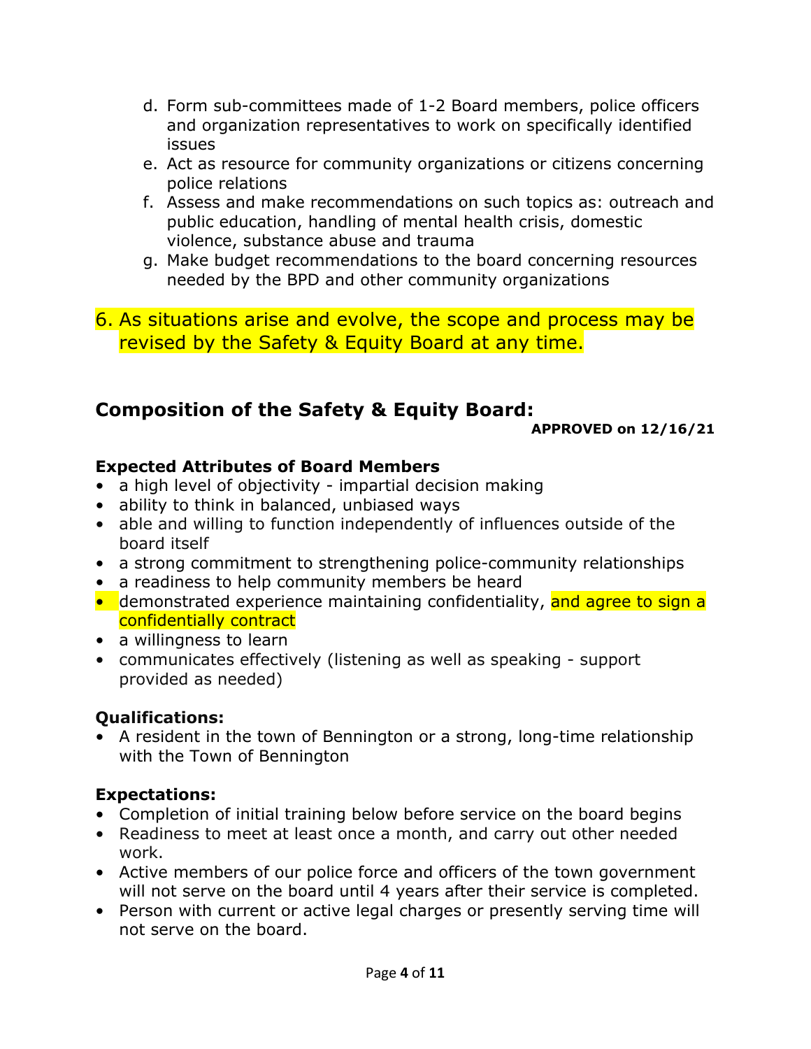d. Form sub-committees made of 1-2 Board members, police officers and organization representatives to work on specifically identified issues
e. Act as resource for community organizations or citizens concerning police relations
f. Assess and make recommendations on such topics as: outreach and public education, handling of mental health crisis, domestic violence, substance abuse and trauma
g. Make budget recommendations to the board concerning resources needed by the BPD and other community organizations

6. As situations arise and evolve, the scope and process may be revised by the Safety & Equity Board at any time.

## Composition of the Safety & Equity Board:

**APPROVED on 12/16/21**

### Expected Attributes of Board Members

- a high level of objectivity - impartial decision making
- ability to think in balanced, unbiased ways
- able and willing to function independently of influences outside of the board itself
- a strong commitment to strengthening police-community relationships
- a readiness to help community members be heard
- demonstrated experience maintaining confidentiality, and agree to sign a confidentially contract
- a willingness to learn
- communicates effectively (listening as well as speaking - support provided as needed)

### Qualifications:

- A resident in the town of Bennington or a strong, long-time relationship with the Town of Bennington

### Expectations:

- Completion of initial training below before service on the board begins
- Readiness to meet at least once a month, and carry out other needed work.
- Active members of our police force and officers of the town government will not serve on the board until 4 years after their service is completed.
- Person with current or active legal charges or presently serving time will not serve on the board.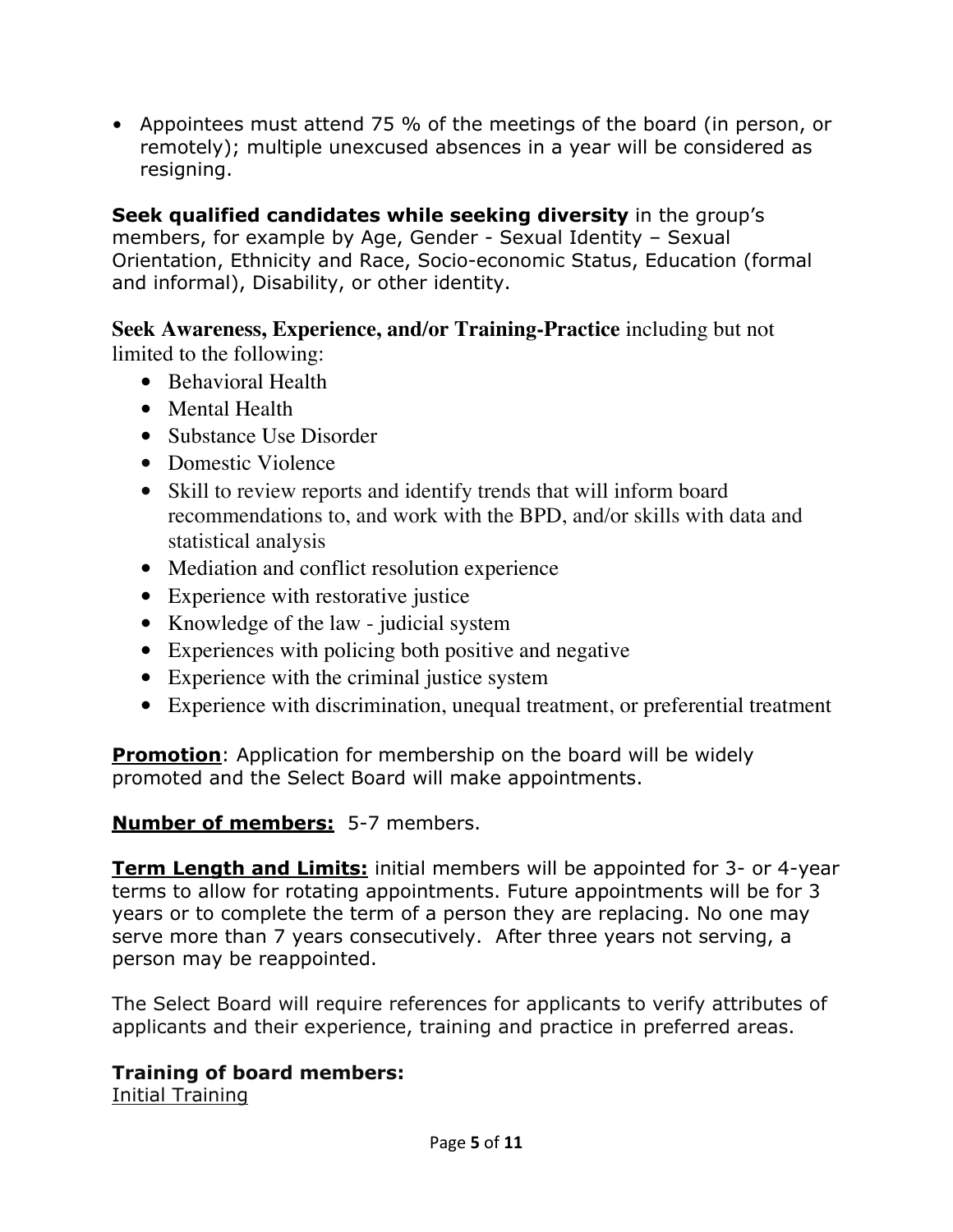- Appointees must attend 75 % of the meetings of the board (in person, or remotely); multiple unexcused absences in a year will be considered as resigning.

**Seek qualified candidates while seeking diversity** in the group's members, for example by Age, Gender - Sexual Identity – Sexual Orientation, Ethnicity and Race, Socio-economic Status, Education (formal and informal), Disability, or other identity.

**Seek Awareness, Experience, and/or Training-Practice** including but not limited to the following:

- Behavioral Health
- Mental Health
- Substance Use Disorder
- Domestic Violence
- Skill to review reports and identify trends that will inform board recommendations to, and work with the BPD, and/or skills with data and statistical analysis
- Mediation and conflict resolution experience
- Experience with restorative justice
- Knowledge of the law - judicial system
- Experiences with policing both positive and negative
- Experience with the criminal justice system
- Experience with discrimination, unequal treatment, or preferential treatment

**Promotion**: Application for membership on the board will be widely promoted and the Select Board will make appointments.

**Number of members:** 5-7 members.

**Term Length and Limits:** initial members will be appointed for 3- or 4-year terms to allow for rotating appointments. Future appointments will be for 3 years or to complete the term of a person they are replacing. No one may serve more than 7 years consecutively. After three years not serving, a person may be reappointed.

The Select Board will require references for applicants to verify attributes of applicants and their experience, training and practice in preferred areas.

**Training of board members:**

Initial Training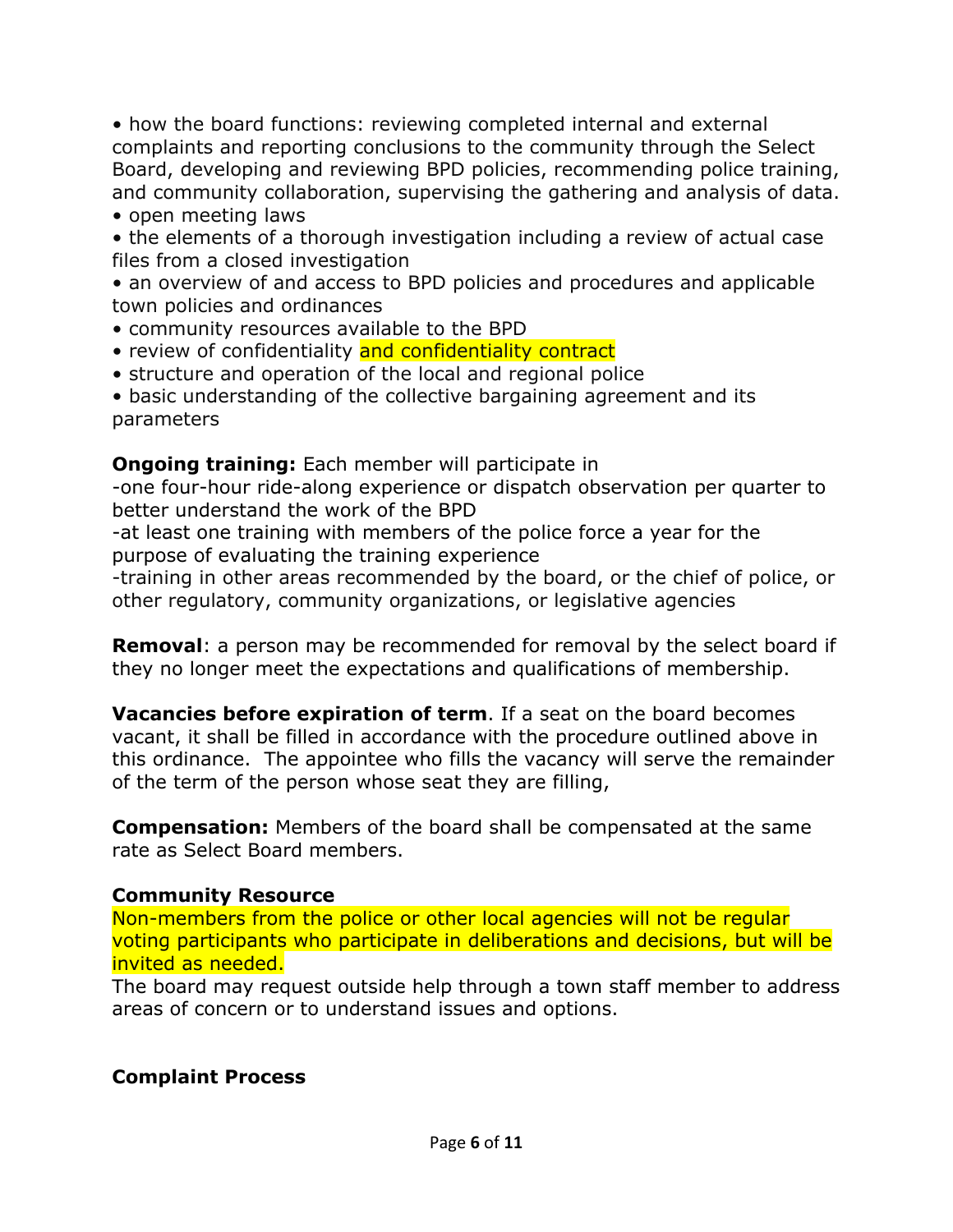• how the board functions: reviewing completed internal and external complaints and reporting conclusions to the community through the Select Board, developing and reviewing BPD policies, recommending police training, and community collaboration, supervising the gathering and analysis of data.
• open meeting laws
• the elements of a thorough investigation including a review of actual case files from a closed investigation
• an overview of and access to BPD policies and procedures and applicable town policies and ordinances
• community resources available to the BPD
• review of confidentiality and confidentiality contract
• structure and operation of the local and regional police
• basic understanding of the collective bargaining agreement and its parameters

**Ongoing training:** Each member will participate in
-one four-hour ride-along experience or dispatch observation per quarter to better understand the work of the BPD
-at least one training with members of the police force a year for the purpose of evaluating the training experience
-training in other areas recommended by the board, or the chief of police, or other regulatory, community organizations, or legislative agencies

**Removal**: a person may be recommended for removal by the select board if they no longer meet the expectations and qualifications of membership.

**Vacancies before expiration of term**. If a seat on the board becomes vacant, it shall be filled in accordance with the procedure outlined above in this ordinance. The appointee who fills the vacancy will serve the remainder of the term of the person whose seat they are filling,

**Compensation:** Members of the board shall be compensated at the same rate as Select Board members.

**Community Resource**

Non-members from the police or other local agencies will not be regular voting participants who participate in deliberations and decisions, but will be invited as needed.
The board may request outside help through a town staff member to address areas of concern or to understand issues and options.

**Complaint Process**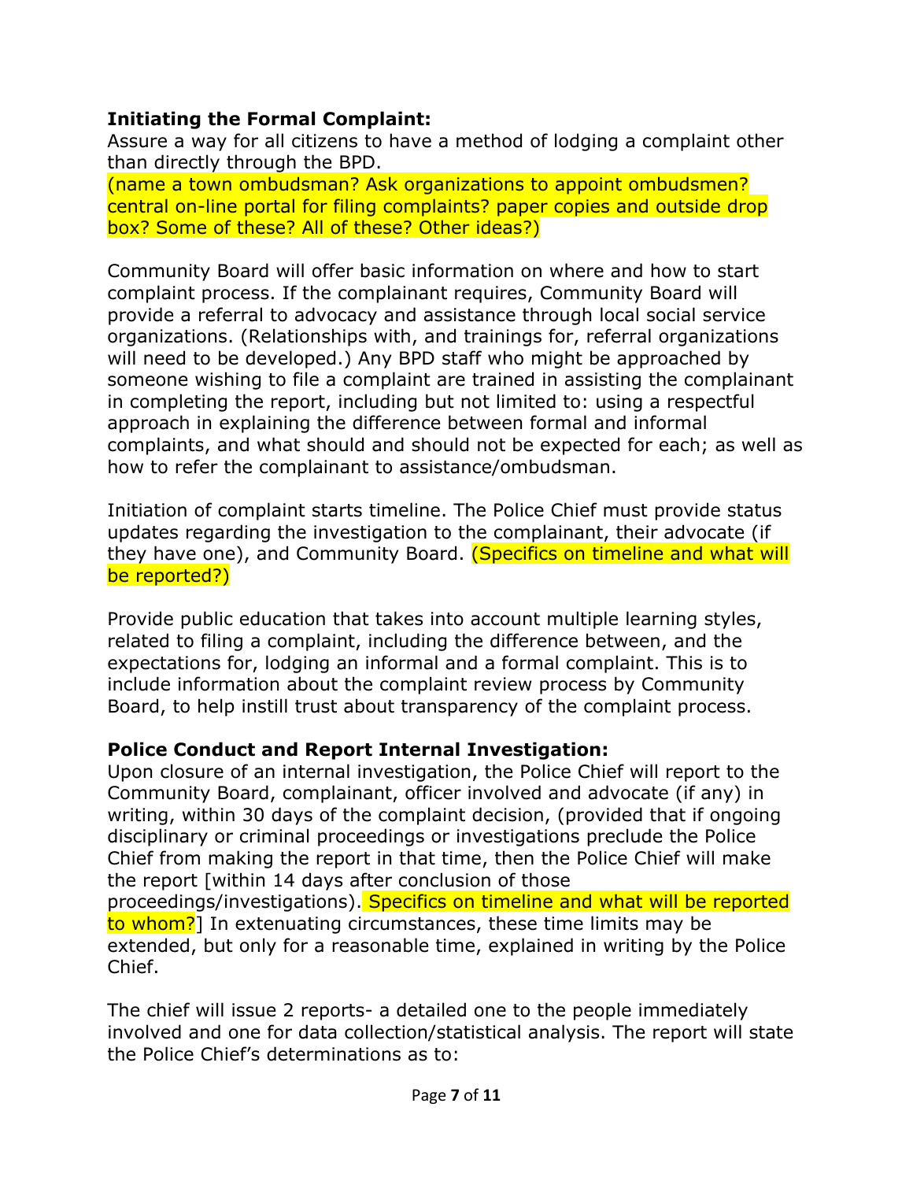**Initiating the Formal Complaint:**
Assure a way for all citizens to have a method of lodging a complaint other than directly through the BPD.
(name a town ombudsman? Ask organizations to appoint ombudsmen? central on-line portal for filing complaints? paper copies and outside drop box? Some of these? All of these? Other ideas?)

Community Board will offer basic information on where and how to start complaint process. If the complainant requires, Community Board will provide a referral to advocacy and assistance through local social service organizations. (Relationships with, and trainings for, referral organizations will need to be developed.) Any BPD staff who might be approached by someone wishing to file a complaint are trained in assisting the complainant in completing the report, including but not limited to: using a respectful approach in explaining the difference between formal and informal complaints, and what should and should not be expected for each; as well as how to refer the complainant to assistance/ombudsman.

Initiation of complaint starts timeline. The Police Chief must provide status updates regarding the investigation to the complainant, their advocate (if they have one), and Community Board. (Specifics on timeline and what will be reported?)

Provide public education that takes into account multiple learning styles, related to filing a complaint, including the difference between, and the expectations for, lodging an informal and a formal complaint. This is to include information about the complaint review process by Community Board, to help instill trust about transparency of the complaint process.

**Police Conduct and Report Internal Investigation:**
Upon closure of an internal investigation, the Police Chief will report to the Community Board, complainant, officer involved and advocate (if any) in writing, within 30 days of the complaint decision, (provided that if ongoing disciplinary or criminal proceedings or investigations preclude the Police Chief from making the report in that time, then the Police Chief will make the report [within 14 days after conclusion of those proceedings/investigations). Specifics on timeline and what will be reported to whom?] In extenuating circumstances, these time limits may be extended, but only for a reasonable time, explained in writing by the Police Chief.

The chief will issue 2 reports- a detailed one to the people immediately involved and one for data collection/statistical analysis. The report will state the Police Chief's determinations as to: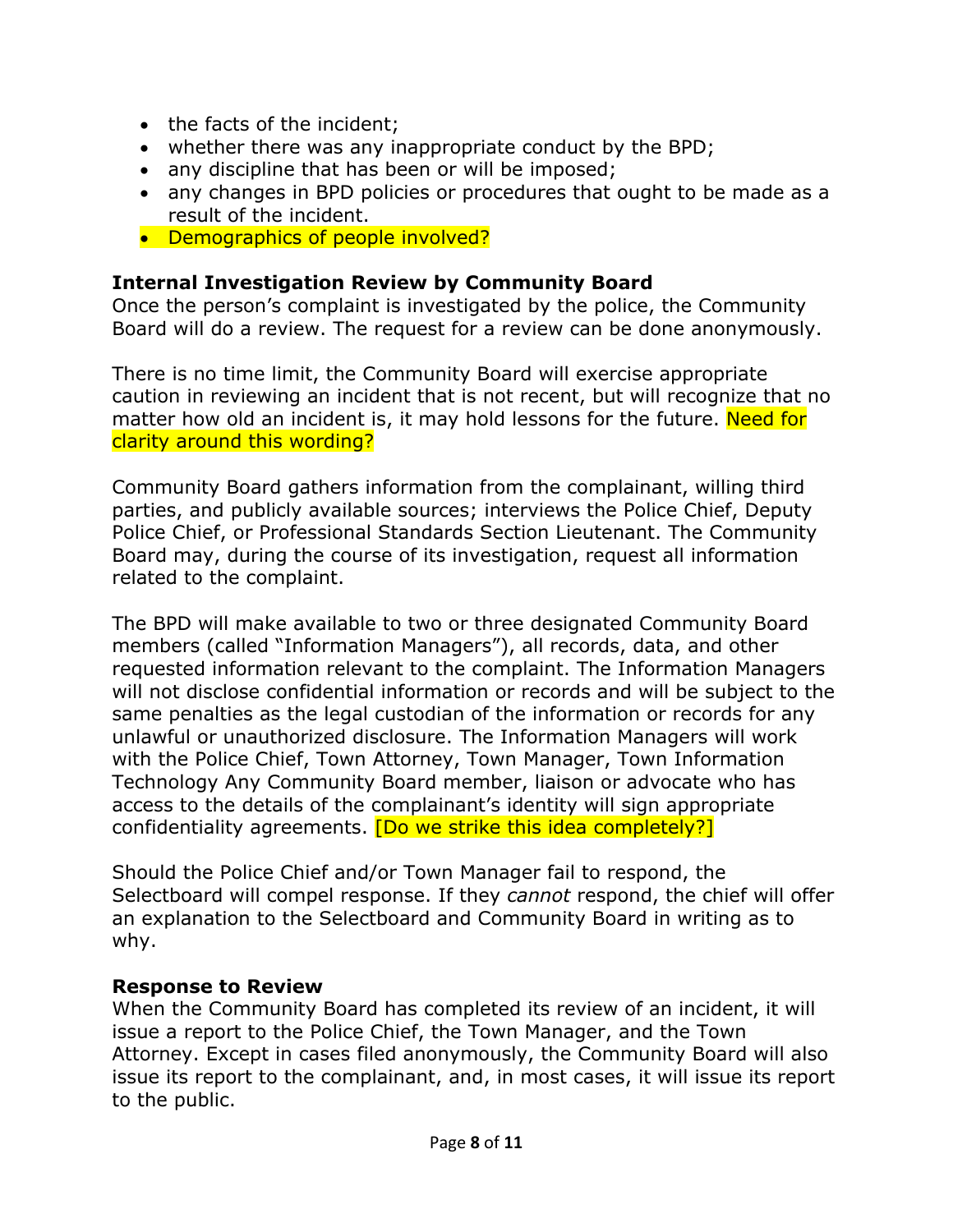- the facts of the incident;
- whether there was any inappropriate conduct by the BPD;
- any discipline that has been or will be imposed;
- any changes in BPD policies or procedures that ought to be made as a result of the incident.
- Demographics of people involved?

**Internal Investigation Review by Community Board**

Once the person's complaint is investigated by the police, the Community Board will do a review. The request for a review can be done anonymously.

There is no time limit, the Community Board will exercise appropriate caution in reviewing an incident that is not recent, but will recognize that no matter how old an incident is, it may hold lessons for the future. Need for clarity around this wording?

Community Board gathers information from the complainant, willing third parties, and publicly available sources; interviews the Police Chief, Deputy Police Chief, or Professional Standards Section Lieutenant. The Community Board may, during the course of its investigation, request all information related to the complaint.

The BPD will make available to two or three designated Community Board members (called "Information Managers"), all records, data, and other requested information relevant to the complaint. The Information Managers will not disclose confidential information or records and will be subject to the same penalties as the legal custodian of the information or records for any unlawful or unauthorized disclosure. The Information Managers will work with the Police Chief, Town Attorney, Town Manager, Town Information Technology Any Community Board member, liaison or advocate who has access to the details of the complainant's identity will sign appropriate confidentiality agreements. [Do we strike this idea completely?]

Should the Police Chief and/or Town Manager fail to respond, the Selectboard will compel response. If they *cannot* respond, the chief will offer an explanation to the Selectboard and Community Board in writing as to why.

**Response to Review**

When the Community Board has completed its review of an incident, it will issue a report to the Police Chief, the Town Manager, and the Town Attorney. Except in cases filed anonymously, the Community Board will also issue its report to the complainant, and, in most cases, it will issue its report to the public.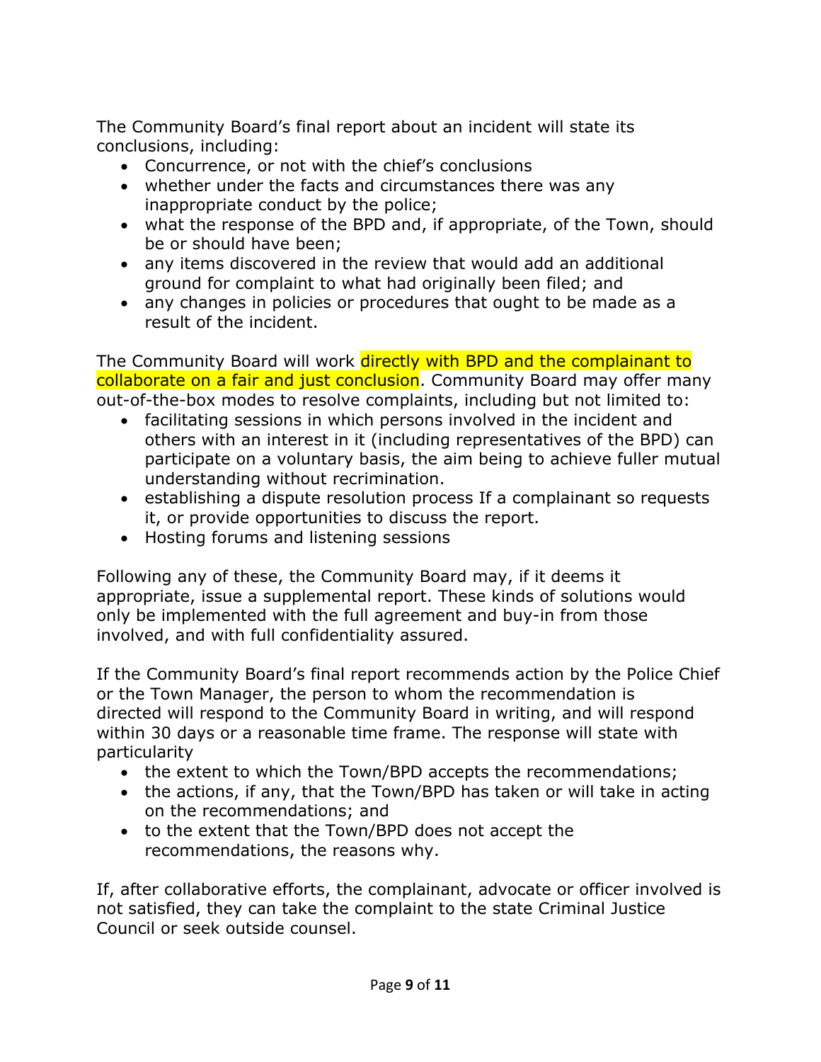The Community Board's final report about an incident will state its conclusions, including:

- Concurrence, or not with the chief's conclusions
- whether under the facts and circumstances there was any inappropriate conduct by the police;
- what the response of the BPD and, if appropriate, of the Town, should be or should have been;
- any items discovered in the review that would add an additional ground for complaint to what had originally been filed; and
- any changes in policies or procedures that ought to be made as a result of the incident.

The Community Board will work directly with BPD and the complainant to collaborate on a fair and just conclusion. Community Board may offer many out-of-the-box modes to resolve complaints, including but not limited to:

- facilitating sessions in which persons involved in the incident and others with an interest in it (including representatives of the BPD) can participate on a voluntary basis, the aim being to achieve fuller mutual understanding without recrimination.
- establishing a dispute resolution process If a complainant so requests it, or provide opportunities to discuss the report.
- Hosting forums and listening sessions

Following any of these, the Community Board may, if it deems it appropriate, issue a supplemental report. These kinds of solutions would only be implemented with the full agreement and buy-in from those involved, and with full confidentiality assured.

If the Community Board's final report recommends action by the Police Chief or the Town Manager, the person to whom the recommendation is directed will respond to the Community Board in writing, and will respond within 30 days or a reasonable time frame. The response will state with particularity

- the extent to which the Town/BPD accepts the recommendations;
- the actions, if any, that the Town/BPD has taken or will take in acting on the recommendations; and
- to the extent that the Town/BPD does not accept the recommendations, the reasons why.

If, after collaborative efforts, the complainant, advocate or officer involved is not satisfied, they can take the complaint to the state Criminal Justice Council or seek outside counsel.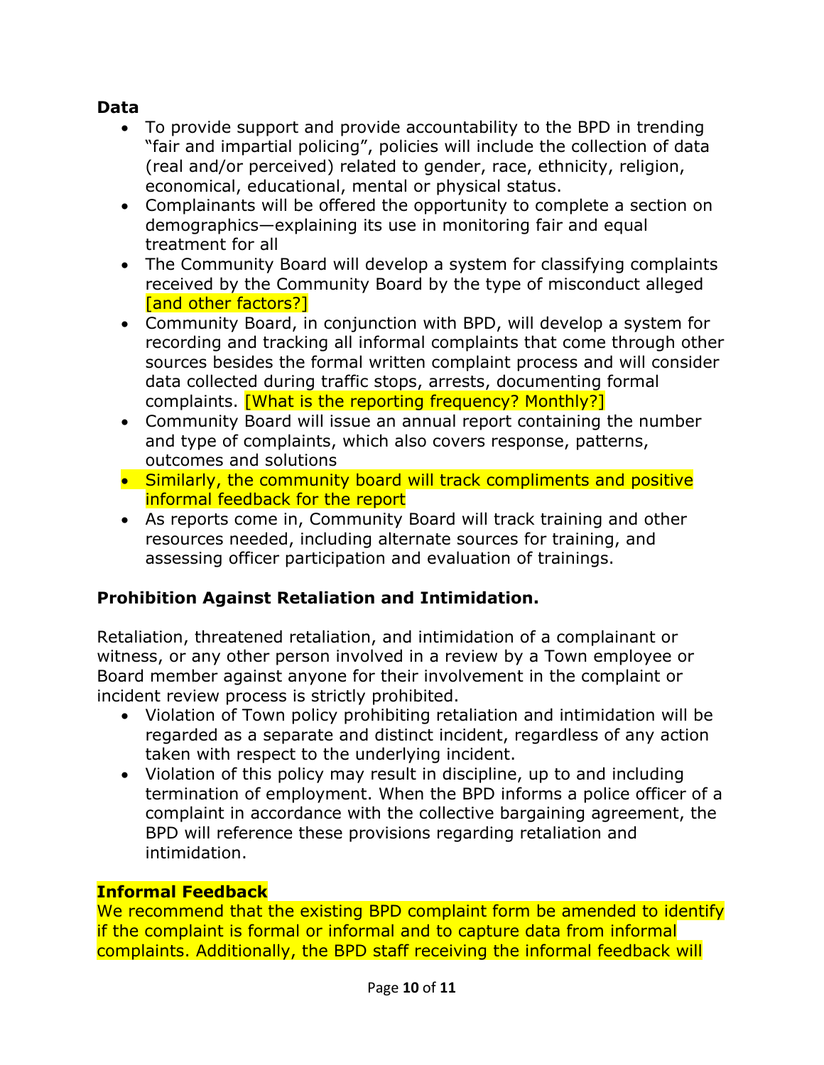**Data**

- To provide support and provide accountability to the BPD in trending "fair and impartial policing", policies will include the collection of data (real and/or perceived) related to gender, race, ethnicity, religion, economical, educational, mental or physical status.
- Complainants will be offered the opportunity to complete a section on demographics—explaining its use in monitoring fair and equal treatment for all
- The Community Board will develop a system for classifying complaints received by the Community Board by the type of misconduct alleged [and other factors?]
- Community Board, in conjunction with BPD, will develop a system for recording and tracking all informal complaints that come through other sources besides the formal written complaint process and will consider data collected during traffic stops, arrests, documenting formal complaints. [What is the reporting frequency? Monthly?]
- Community Board will issue an annual report containing the number and type of complaints, which also covers response, patterns, outcomes and solutions
- Similarly, the community board will track compliments and positive informal feedback for the report
- As reports come in, Community Board will track training and other resources needed, including alternate sources for training, and assessing officer participation and evaluation of trainings.

**Prohibition Against Retaliation and Intimidation.**

Retaliation, threatened retaliation, and intimidation of a complainant or witness, or any other person involved in a review by a Town employee or Board member against anyone for their involvement in the complaint or incident review process is strictly prohibited.

- Violation of Town policy prohibiting retaliation and intimidation will be regarded as a separate and distinct incident, regardless of any action taken with respect to the underlying incident.
- Violation of this policy may result in discipline, up to and including termination of employment. When the BPD informs a police officer of a complaint in accordance with the collective bargaining agreement, the BPD will reference these provisions regarding retaliation and intimidation.

**Informal Feedback**

We recommend that the existing BPD complaint form be amended to identify if the complaint is formal or informal and to capture data from informal complaints. Additionally, the BPD staff receiving the informal feedback will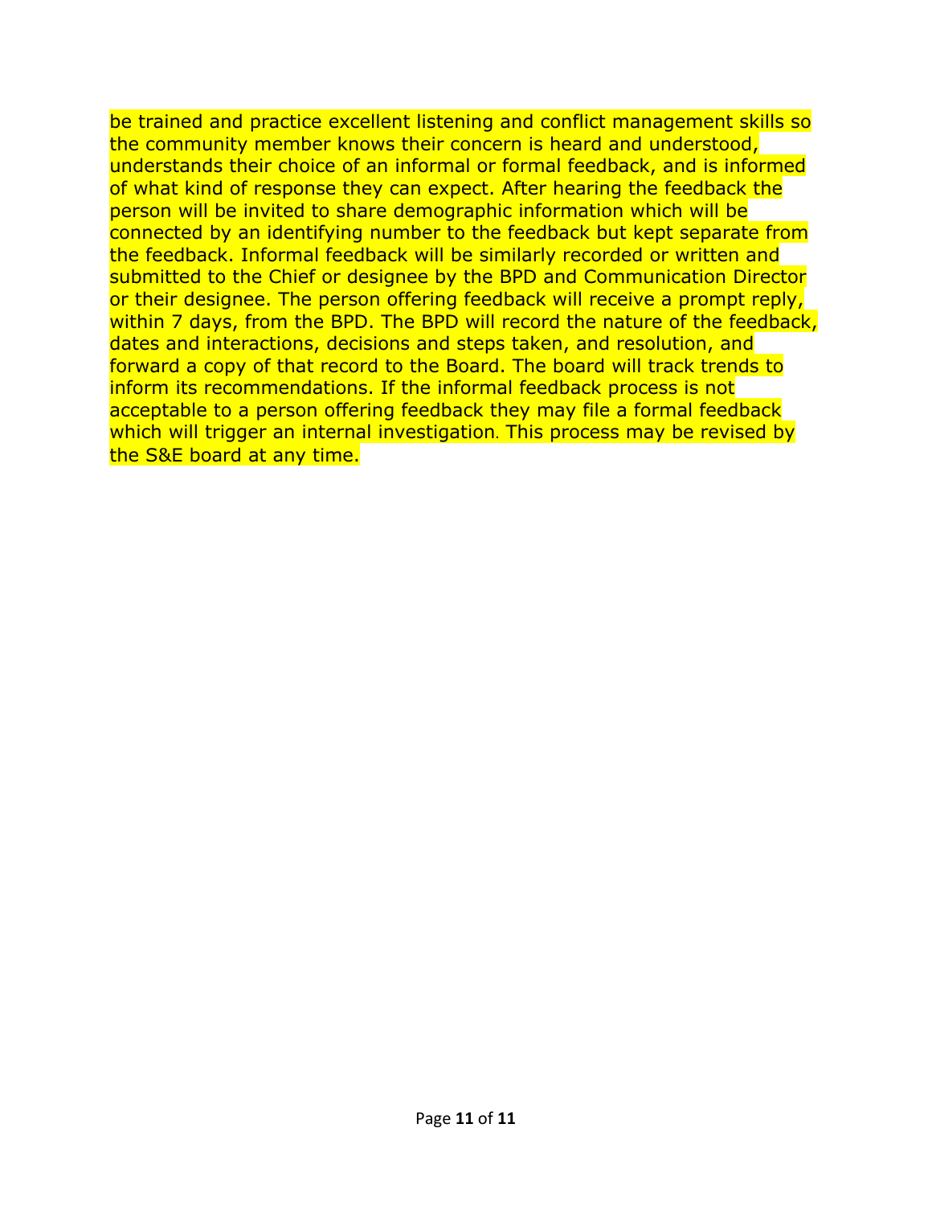be trained and practice excellent listening and conflict management skills so the community member knows their concern is heard and understood, understands their choice of an informal or formal feedback, and is informed of what kind of response they can expect. After hearing the feedback the person will be invited to share demographic information which will be connected by an identifying number to the feedback but kept separate from the feedback. Informal feedback will be similarly recorded or written and submitted to the Chief or designee by the BPD and Communication Director or their designee. The person offering feedback will receive a prompt reply, within 7 days, from the BPD. The BPD will record the nature of the feedback, dates and interactions, decisions and steps taken, and resolution, and forward a copy of that record to the Board. The board will track trends to inform its recommendations. If the informal feedback process is not acceptable to a person offering feedback they may file a formal feedback which will trigger an internal investigation. This process may be revised by the S&E board at any time.